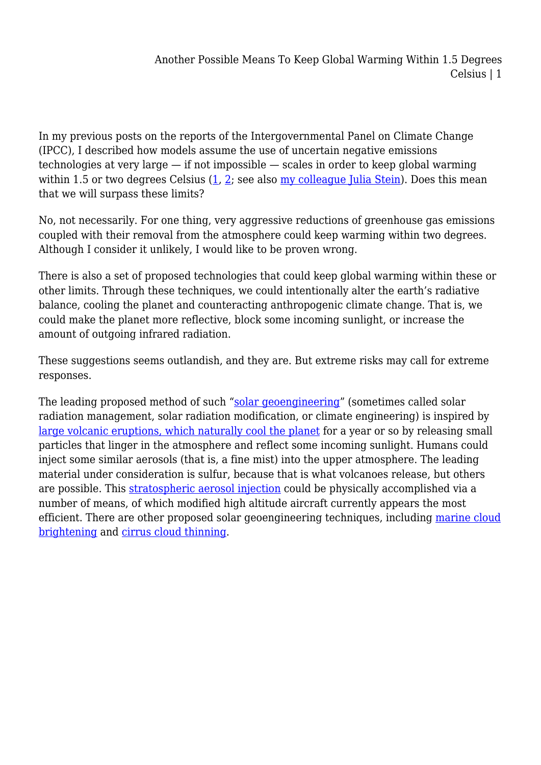In my previous posts on the reports of the Intergovernmental Panel on Climate Change (IPCC), I described how models assume the use of uncertain negative emissions technologies at very large — if not impossible — scales in order to keep global warming within 1.5 or two degrees Celsius (1, 2; see also my colleague Julia Stein). Does this mean that we will surpass these limits?

No, not necessarily. For one thing, very aggressive reductions of greenhouse gas emissions coupled with their removal from the atmosphere could keep warming within two degrees. Although I consider it unlikely, I would like to be proven wrong.

There is also a set of proposed technologies that could keep global warming within these or other limits. Through these techniques, we could intentionally alter the earth's radiative balance, cooling the planet and counteracting anthropogenic climate change. That is, we could make the planet more reflective, block some incoming sunlight, or increase the amount of outgoing infrared radiation.

These suggestions seems outlandish, and they are. But extreme risks may call for extreme responses.

The leading proposed method of such "solar geoengineering" (sometimes called solar radiation management, solar radiation modification, or climate engineering) is inspired by large volcanic eruptions, which naturally cool the planet for a year or so by releasing small particles that linger in the atmosphere and reflect some incoming sunlight. Humans could inject some similar aerosols (that is, a fine mist) into the upper atmosphere. The leading material under consideration is sulfur, because that is what volcanoes release, but others are possible. This stratospheric aerosol injection could be physically accomplished via a number of means, of which modified high altitude aircraft currently appears the most efficient. There are other proposed solar geoengineering techniques, including marine cloud brightening and cirrus cloud thinning.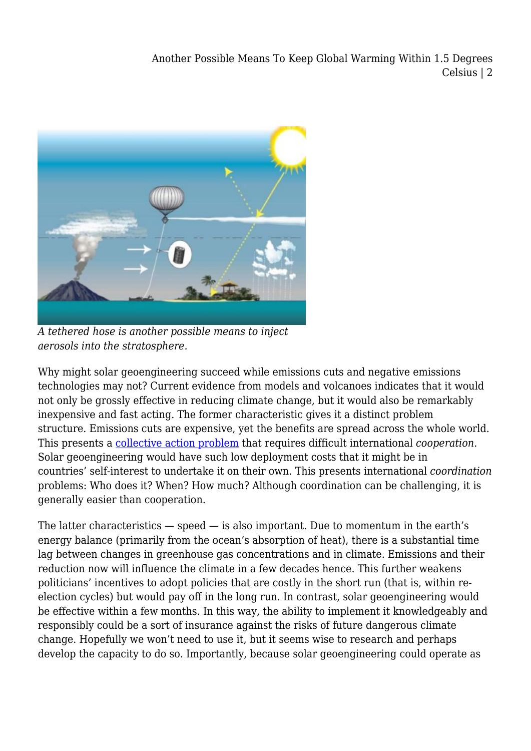*A tethered hose is another possible means to inject aerosols into the stratosphere.*

Why might solar geoengineering succeed while emissions cuts and negative emissions technologies may not? Current evidence from models and volcanoes indicates that it would not only be grossly effective in reducing climate change, but it would also be remarkably inexpensive and fast acting. The former characteristic gives it a distinct problem structure. Emissions cuts are expensive, yet the benefits are spread across the whole world. This presents a [collective action problem](#) that requires difficult international *cooperation*. Solar geoengineering would have such low deployment costs that it might be in countries' self-interest to undertake it on their own. This presents international *coordination* problems: Who does it? When? How much? Although coordination can be challenging, it is generally easier than cooperation.

The latter characteristics — speed — is also important. Due to momentum in the earth's energy balance (primarily from the ocean's absorption of heat), there is a substantial time lag between changes in greenhouse gas concentrations and in climate. Emissions and their reduction now will influence the climate in a few decades hence. This further weakens politicians' incentives to adopt policies that are costly in the short run (that is, within re-election cycles) but would pay off in the long run. In contrast, solar geoengineering would be effective within a few months. In this way, the ability to implement it knowledgeably and responsibly could be a sort of insurance against the risks of future dangerous climate change. Hopefully we won't need to use it, but it seems wise to research and perhaps develop the capacity to do so. Importantly, because solar geoengineering could operate as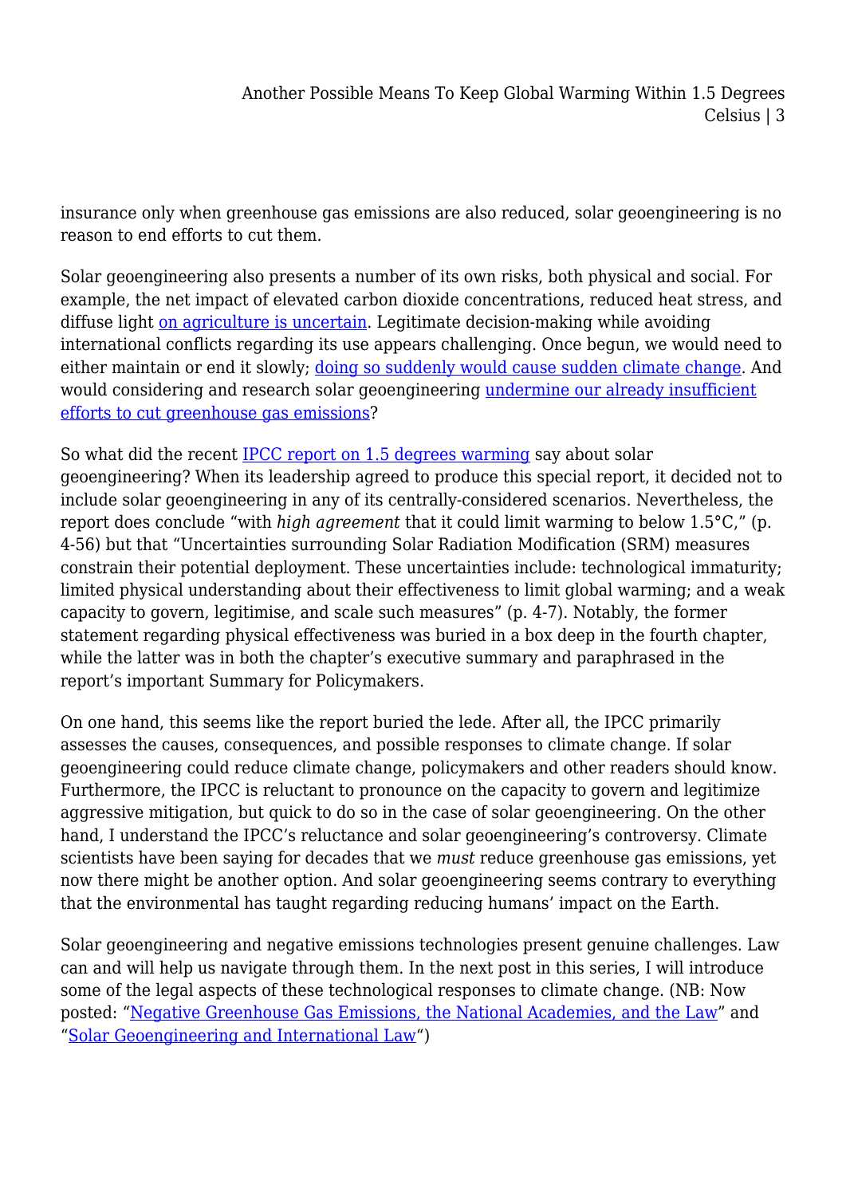insurance only when greenhouse gas emissions are also reduced, solar geoengineering is no reason to end efforts to cut them.

Solar geoengineering also presents a number of its own risks, both physical and social. For example, the net impact of elevated carbon dioxide concentrations, reduced heat stress, and diffuse light on agriculture is uncertain. Legitimate decision-making while avoiding international conflicts regarding its use appears challenging. Once begun, we would need to either maintain or end it slowly; doing so suddenly would cause sudden climate change. And would considering and research solar geoengineering undermine our already insufficient efforts to cut greenhouse gas emissions?

So what did the recent IPCC report on 1.5 degrees warming say about solar geoengineering? When its leadership agreed to produce this special report, it decided not to include solar geoengineering in any of its centrally-considered scenarios. Nevertheless, the report does conclude "with *high agreement* that it could limit warming to below 1.5°C," (p. 4-56) but that "Uncertainties surrounding Solar Radiation Modification (SRM) measures constrain their potential deployment. These uncertainties include: technological immaturity; limited physical understanding about their effectiveness to limit global warming; and a weak capacity to govern, legitimise, and scale such measures" (p. 4-7). Notably, the former statement regarding physical effectiveness was buried in a box deep in the fourth chapter, while the latter was in both the chapter's executive summary and paraphrased in the report's important Summary for Policymakers.

On one hand, this seems like the report buried the lede. After all, the IPCC primarily assesses the causes, consequences, and possible responses to climate change. If solar geoengineering could reduce climate change, policymakers and other readers should know. Furthermore, the IPCC is reluctant to pronounce on the capacity to govern and legitimize aggressive mitigation, but quick to do so in the case of solar geoengineering. On the other hand, I understand the IPCC's reluctance and solar geoengineering's controversy. Climate scientists have been saying for decades that we *must* reduce greenhouse gas emissions, yet now there might be another option. And solar geoengineering seems contrary to everything that the environmental has taught regarding reducing humans' impact on the Earth.

Solar geoengineering and negative emissions technologies present genuine challenges. Law can and will help us navigate through them. In the next post in this series, I will introduce some of the legal aspects of these technological responses to climate change. (NB: Now posted: "Negative Greenhouse Gas Emissions, the National Academies, and the Law" and "Solar Geoengineering and International Law")